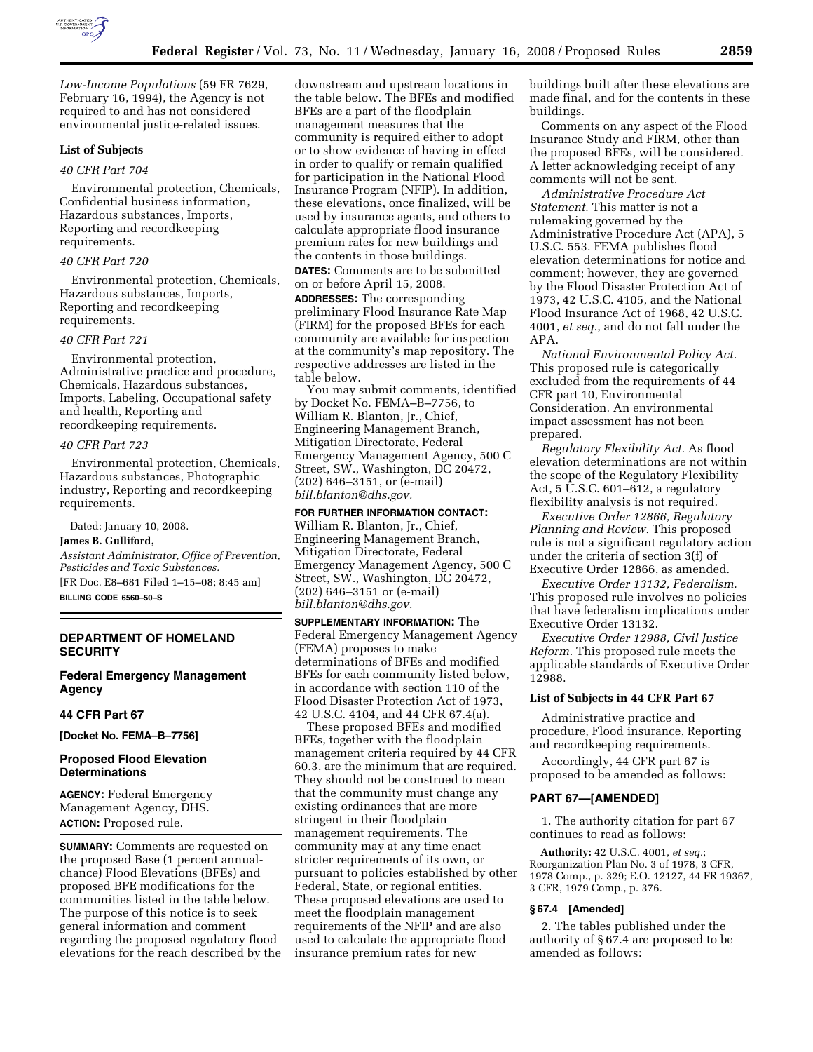*Low-Income Populations* (59 FR 7629, February 16, 1994), the Agency is not required to and has not considered environmental justice-related issues.

**List of Subjects**

*40 CFR Part 704*

Environmental protection, Chemicals, Confidential business information, Hazardous substances, Imports, Reporting and recordkeeping requirements.

*40 CFR Part 720*

Environmental protection, Chemicals, Hazardous substances, Imports, Reporting and recordkeeping requirements.

*40 CFR Part 721*

Environmental protection, Administrative practice and procedure, Chemicals, Hazardous substances, Imports, Labeling, Occupational safety and health, Reporting and recordkeeping requirements.

*40 CFR Part 723*

Environmental protection, Chemicals, Hazardous substances, Photographic industry, Reporting and recordkeeping requirements.

Dated: January 10, 2008.

**James B. Gulliford,**

*Assistant Administrator, Office of Prevention, Pesticides and Toxic Substances.*

[FR Doc. E8–681 Filed 1–15–08; 8:45 am]

**BILLING CODE 6560–50–S**

---

## DEPARTMENT OF HOMELAND SECURITY

### Federal Emergency Management Agency

### 44 CFR Part 67

**[Docket No. FEMA–B–7756]**

### Proposed Flood Elevation Determinations

**AGENCY:** Federal Emergency Management Agency, DHS.

**ACTION:** Proposed rule.

**SUMMARY:** Comments are requested on the proposed Base (1 percent annual-chance) Flood Elevations (BFEs) and proposed BFE modifications for the communities listed in the table below. The purpose of this notice is to seek general information and comment regarding the proposed regulatory flood elevations for the reach described by the downstream and upstream locations in the table below. The BFEs and modified BFEs are a part of the floodplain management measures that the community is required either to adopt or to show evidence of having in effect in order to qualify or remain qualified for participation in the National Flood Insurance Program (NFIP). In addition, these elevations, once finalized, will be used by insurance agents, and others to calculate appropriate flood insurance premium rates for new buildings and the contents in those buildings.

**DATES:** Comments are to be submitted on or before April 15, 2008.

**ADDRESSES:** The corresponding preliminary Flood Insurance Rate Map (FIRM) for the proposed BFEs for each community are available for inspection at the community's map repository. The respective addresses are listed in the table below.

You may submit comments, identified by Docket No. FEMA–B–7756, to William R. Blanton, Jr., Chief, Engineering Management Branch, Mitigation Directorate, Federal Emergency Management Agency, 500 C Street, SW., Washington, DC 20472, (202) 646–3151, or (e-mail) *bill.blanton@dhs.gov.*

**FOR FURTHER INFORMATION CONTACT:** William R. Blanton, Jr., Chief, Engineering Management Branch, Mitigation Directorate, Federal Emergency Management Agency, 500 C Street, SW., Washington, DC 20472, (202) 646–3151 or (e-mail) *bill.blanton@dhs.gov.*

**SUPPLEMENTARY INFORMATION:** The Federal Emergency Management Agency (FEMA) proposes to make determinations of BFEs and modified BFEs for each community listed below, in accordance with section 110 of the Flood Disaster Protection Act of 1973, 42 U.S.C. 4104, and 44 CFR 67.4(a).

These proposed BFEs and modified BFEs, together with the floodplain management criteria required by 44 CFR 60.3, are the minimum that are required. They should not be construed to mean that the community must change any existing ordinances that are more stringent in their floodplain management requirements. The community may at any time enact stricter requirements of its own, or pursuant to policies established by other Federal, State, or regional entities. These proposed elevations are used to meet the floodplain management requirements of the NFIP and are also used to calculate the appropriate flood insurance premium rates for new buildings built after these elevations are made final, and for the contents in these buildings.

Comments on any aspect of the Flood Insurance Study and FIRM, other than the proposed BFEs, will be considered. A letter acknowledging receipt of any comments will not be sent.

*Administrative Procedure Act Statement.* This matter is not a rulemaking governed by the Administrative Procedure Act (APA), 5 U.S.C. 553. FEMA publishes flood elevation determinations for notice and comment; however, they are governed by the Flood Disaster Protection Act of 1973, 42 U.S.C. 4105, and the National Flood Insurance Act of 1968, 42 U.S.C. 4001, *et seq.*, and do not fall under the APA.

*National Environmental Policy Act.* This proposed rule is categorically excluded from the requirements of 44 CFR part 10, Environmental Consideration. An environmental impact assessment has not been prepared.

*Regulatory Flexibility Act.* As flood elevation determinations are not within the scope of the Regulatory Flexibility Act, 5 U.S.C. 601–612, a regulatory flexibility analysis is not required.

*Executive Order 12866, Regulatory Planning and Review.* This proposed rule is not a significant regulatory action under the criteria of section 3(f) of Executive Order 12866, as amended.

*Executive Order 13132, Federalism.* This proposed rule involves no policies that have federalism implications under Executive Order 13132.

*Executive Order 12988, Civil Justice Reform.* This proposed rule meets the applicable standards of Executive Order 12988.

### List of Subjects in 44 CFR Part 67

Administrative practice and procedure, Flood insurance, Reporting and recordkeeping requirements.

Accordingly, 44 CFR part 67 is proposed to be amended as follows:

### PART 67—[AMENDED]

1. The authority citation for part 67 continues to read as follows:

**Authority:** 42 U.S.C. 4001, *et seq.*; Reorganization Plan No. 3 of 1978, 3 CFR, 1978 Comp., p. 329; E.O. 12127, 44 FR 19367, 3 CFR, 1979 Comp., p. 376.

### § 67.4 [Amended]

2. The tables published under the authority of § 67.4 are proposed to be amended as follows: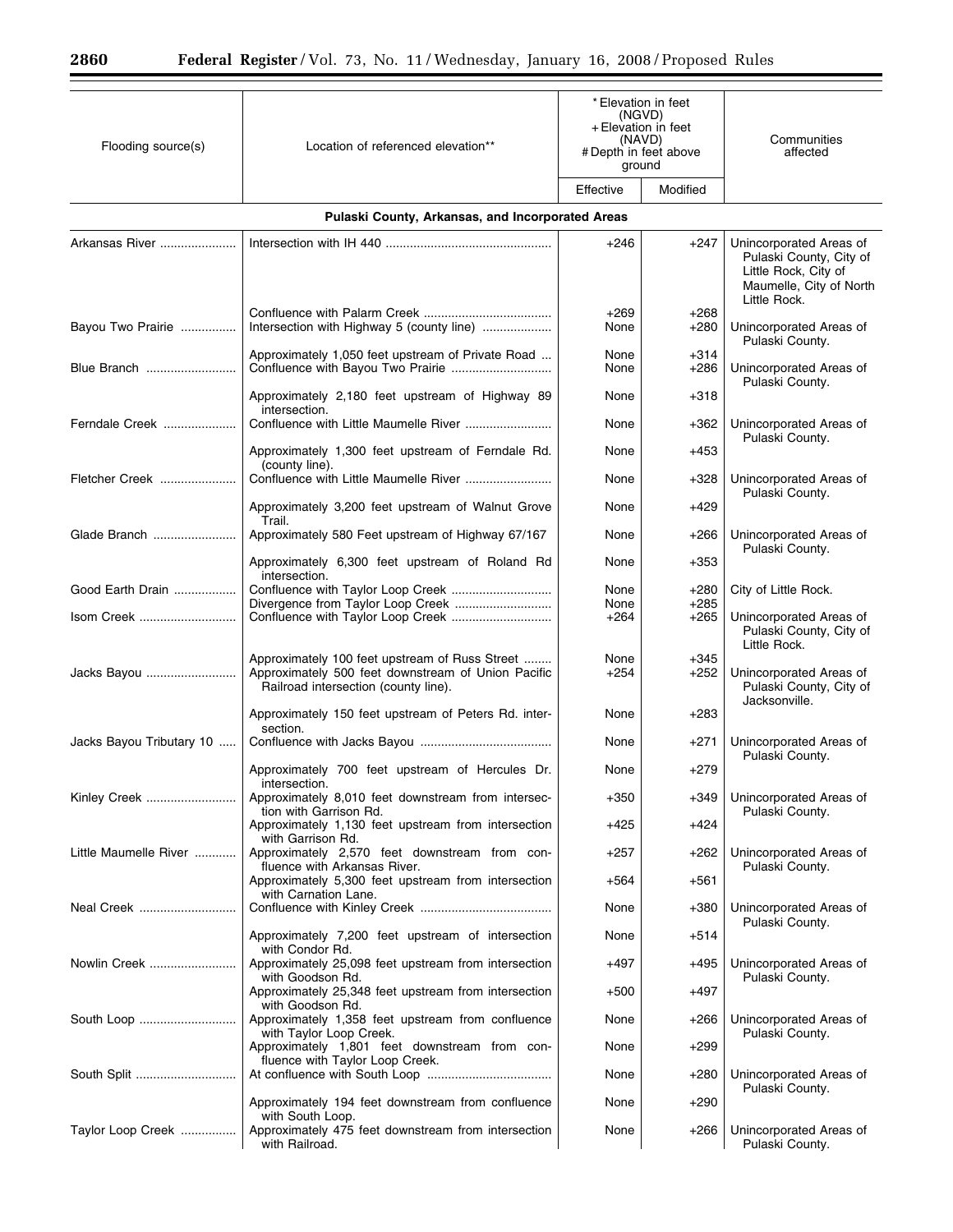| Flooding source(s) | Location of referenced elevation** | * Elevation in feet (NGVD) + Elevation in feet (NAVD) # Depth in feet above ground | | Communities affected |
|---|---|---|---|---|
| | | Effective | Modified | |
| **Pulaski County, Arkansas, and Incorporated Areas** | | | | |
| Arkansas River | Intersection with IH 440 | +246 | +247 | Unincorporated Areas of Pulaski County, City of Little Rock, City of Maumelle, City of North Little Rock. |
| | Confluence with Palarm Creek | +269 | +268 | |
| Bayou Two Prairie | Intersection with Highway 5 (county line) | None | +280 | Unincorporated Areas of Pulaski County. |
| | Approximately 1,050 feet upstream of Private Road | None | +314 | |
| Blue Branch | Confluence with Bayou Two Prairie | None | +286 | Unincorporated Areas of Pulaski County. |
| | Approximately 2,180 feet upstream of Highway 89 intersection. | None | +318 | |
| Ferndale Creek | Confluence with Little Maumelle River | None | +362 | Unincorporated Areas of Pulaski County. |
| | Approximately 1,300 feet upstream of Ferndale Rd. (county line). | None | +453 | |
| Fletcher Creek | Confluence with Little Maumelle River | None | +328 | Unincorporated Areas of Pulaski County. |
| | Approximately 3,200 feet upstream of Walnut Grove Trail. | None | +429 | |
| Glade Branch | Approximately 580 Feet upstream of Highway 67/167 | None | +266 | Unincorporated Areas of Pulaski County. |
| | Approximately 6,300 feet upstream of Roland Rd intersection. | None | +353 | |
| Good Earth Drain | Confluence with Taylor Loop Creek | None | +280 | City of Little Rock. |
| | Divergence from Taylor Loop Creek | None | +285 | |
| Isom Creek | Confluence with Taylor Loop Creek | +264 | +265 | Unincorporated Areas of Pulaski County, City of Little Rock. |
| | Approximately 100 feet upstream of Russ Street | None | +345 | |
| Jacks Bayou | Approximately 500 feet downstream of Union Pacific Railroad intersection (county line). | +254 | +252 | Unincorporated Areas of Pulaski County, City of Jacksonville. |
| | Approximately 150 feet upstream of Peters Rd. intersection. | None | +283 | |
| Jacks Bayou Tributary 10 | Confluence with Jacks Bayou | None | +271 | Unincorporated Areas of Pulaski County. |
| | Approximately 700 feet upstream of Hercules Dr. intersection. | None | +279 | |
| Kinley Creek | Approximately 8,010 feet downstream from intersection with Garrison Rd. | +350 | +349 | Unincorporated Areas of Pulaski County. |
| | Approximately 1,130 feet upstream from intersection with Garrison Rd. | +425 | +424 | |
| Little Maumelle River | Approximately 2,570 feet downstream from confluence with Arkansas River. | +257 | +262 | Unincorporated Areas of Pulaski County. |
| | Approximately 5,300 feet upstream from intersection with Carnation Lane. | +564 | +561 | |
| Neal Creek | Confluence with Kinley Creek | None | +380 | Unincorporated Areas of Pulaski County. |
| | Approximately 7,200 feet upstream of intersection with Condor Rd. | None | +514 | |
| Nowlin Creek | Approximately 25,098 feet upstream from intersection with Goodson Rd. | +497 | +495 | Unincorporated Areas of Pulaski County. |
| | Approximately 25,348 feet upstream from intersection with Goodson Rd. | +500 | +497 | |
| South Loop | Approximately 1,358 feet upstream from confluence with Taylor Loop Creek. | None | +266 | Unincorporated Areas of Pulaski County. |
| | Approximately 1,801 feet downstream from confluence with Taylor Loop Creek. | None | +299 | |
| South Split | At confluence with South Loop | None | +280 | Unincorporated Areas of Pulaski County. |
| | Approximately 194 feet downstream from confluence with South Loop. | None | +290 | |
| Taylor Loop Creek | Approximately 475 feet downstream from intersection with Railroad. | None | +266 | Unincorporated Areas of Pulaski County. |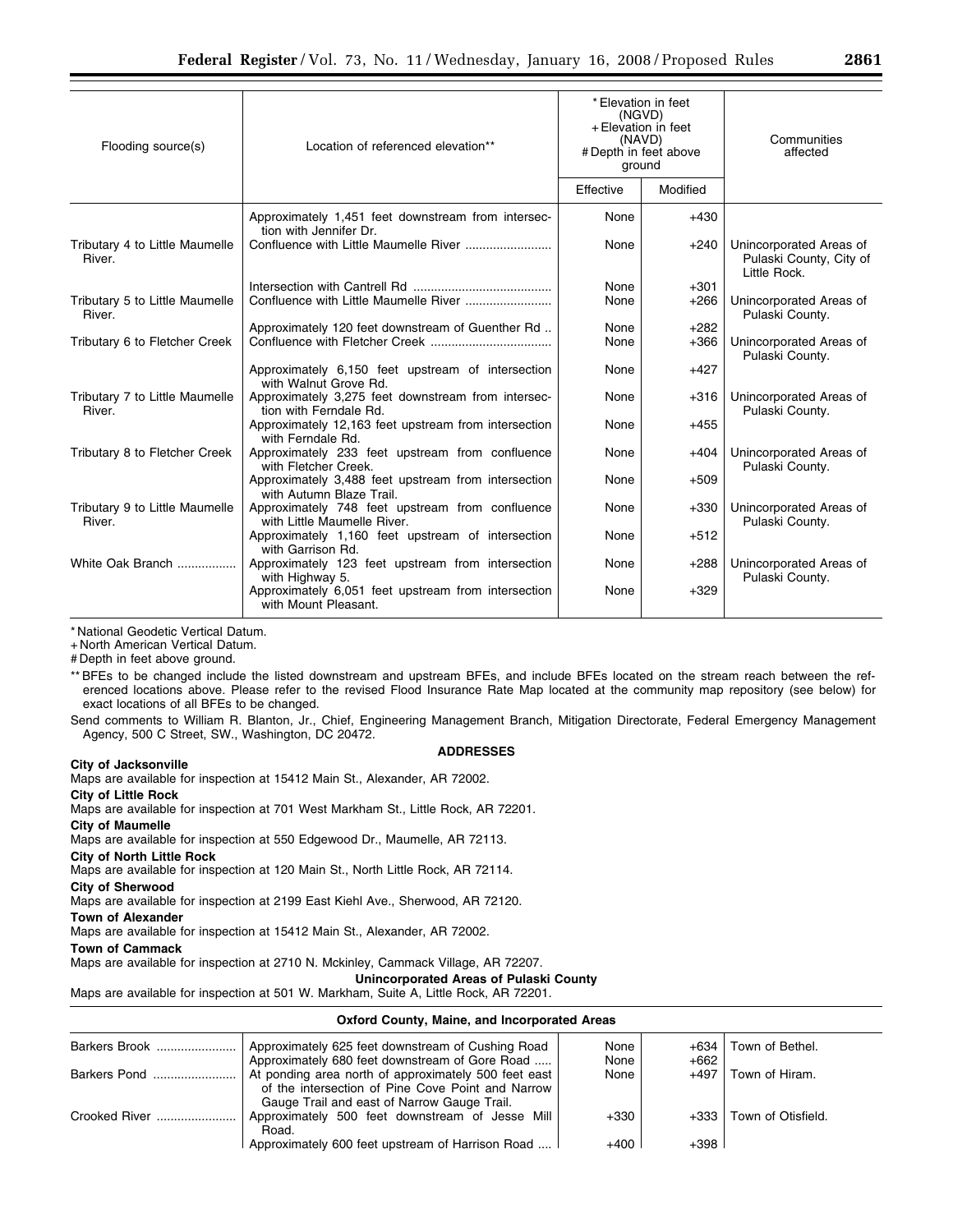| Flooding source(s) | Location of referenced elevation** | * Elevation in feet (NGVD) + Elevation in feet (NAVD) # Depth in feet above ground | | Communities affected |
|---|---|---|---|---|
| | | Effective | Modified | |
| | Approximately 1,451 feet downstream from intersection with Jennifer Dr. | None | +430 | |
| Tributary 4 to Little Maumelle River. | Confluence with Little Maumelle River | None | +240 | Unincorporated Areas of Pulaski County, City of Little Rock. |
| | Intersection with Cantrell Rd | None | +301 | |
| Tributary 5 to Little Maumelle River. | Confluence with Little Maumelle River | None | +266 | Unincorporated Areas of Pulaski County. |
| | Approximately 120 feet downstream of Guenther Rd .. | None | +282 | |
| Tributary 6 to Fletcher Creek | Confluence with Fletcher Creek | None | +366 | Unincorporated Areas of Pulaski County. |
| | Approximately 6,150 feet upstream of intersection with Walnut Grove Rd. | None | +427 | |
| Tributary 7 to Little Maumelle River. | Approximately 3,275 feet downstream from intersection with Ferndale Rd. | None | +316 | Unincorporated Areas of Pulaski County. |
| | Approximately 12,163 feet upstream from intersection with Ferndale Rd. | None | +455 | |
| Tributary 8 to Fletcher Creek | Approximately 233 feet upstream from confluence with Fletcher Creek. | None | +404 | Unincorporated Areas of Pulaski County. |
| | Approximately 3,488 feet upstream from intersection with Autumn Blaze Trail. | None | +509 | |
| Tributary 9 to Little Maumelle River. | Approximately 748 feet upstream from confluence with Little Maumelle River. | None | +330 | Unincorporated Areas of Pulaski County. |
| | Approximately 1,160 feet upstream of intersection with Garrison Rd. | None | +512 | |
| White Oak Branch | Approximately 123 feet upstream from intersection with Highway 5. | None | +288 | Unincorporated Areas of Pulaski County. |
| | Approximately 6,051 feet upstream from intersection with Mount Pleasant. | None | +329 | |

* National Geodetic Vertical Datum.

+ North American Vertical Datum.

# Depth in feet above ground.

** BFEs to be changed include the listed downstream and upstream BFEs, and include BFEs located on the stream reach between the referenced locations above. Please refer to the revised Flood Insurance Rate Map located at the community map repository (see below) for exact locations of all BFEs to be changed.

Send comments to William R. Blanton, Jr., Chief, Engineering Management Branch, Mitigation Directorate, Federal Emergency Management Agency, 500 C Street, SW., Washington, DC 20472.

**ADDRESSES**

**City of Jacksonville**

Maps are available for inspection at 15412 Main St., Alexander, AR 72002.

**City of Little Rock**

Maps are available for inspection at 701 West Markham St., Little Rock, AR 72201.

**City of Maumelle**

Maps are available for inspection at 550 Edgewood Dr., Maumelle, AR 72113.

**City of North Little Rock**

Maps are available for inspection at 120 Main St., North Little Rock, AR 72114.

**City of Sherwood**

Maps are available for inspection at 2199 East Kiehl Ave., Sherwood, AR 72120.

**Town of Alexander**

Maps are available for inspection at 15412 Main St., Alexander, AR 72002.

**Town of Cammack**

Maps are available for inspection at 2710 N. Mckinley, Cammack Village, AR 72207.

**Unincorporated Areas of Pulaski County**

Maps are available for inspection at 501 W. Markham, Suite A, Little Rock, AR 72201.

**Oxford County, Maine, and Incorporated Areas**

| Flooding source(s) | Location of referenced elevation** | Effective | Modified | Communities affected |
|---|---|---|---|---|
| Barkers Brook | Approximately 625 feet downstream of Cushing Road | None | +634 | Town of Bethel. |
| | Approximately 680 feet downstream of Gore Road | None | +662 | |
| Barkers Pond | At ponding area north of approximately 500 feet east of the intersection of Pine Cove Point and Narrow Gauge Trail and east of Narrow Gauge Trail. | None | +497 | Town of Hiram. |
| Crooked River | Approximately 500 feet downstream of Jesse Mill Road. | +330 | +333 | Town of Otisfield. |
| | Approximately 600 feet upstream of Harrison Road | +400 | +398 | |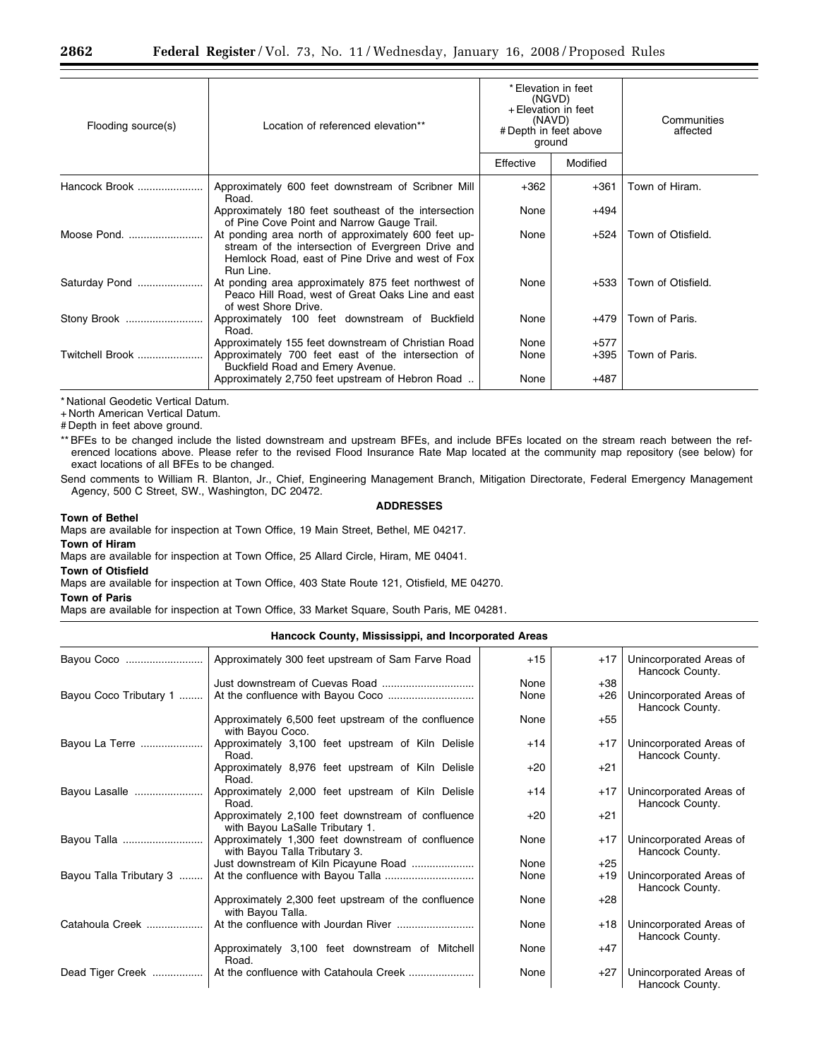| Flooding source(s) | Location of referenced elevation** | * Elevation in feet (NGVD) + Elevation in feet (NAVD) # Depth in feet above ground | | Communities affected |
|---|---|---|---|---|
| | | Effective | Modified | |
| Hancock Brook | Approximately 600 feet downstream of Scribner Mill Road. | +362 | +361 | Town of Hiram. |
| | Approximately 180 feet southeast of the intersection of Pine Cove Point and Narrow Gauge Trail. | None | +494 | |
| Moose Pond. | At ponding area north of approximately 600 feet upstream of the intersection of Evergreen Drive and Hemlock Road, east of Pine Drive and west of Fox Run Line. | None | +524 | Town of Otisfield. |
| Saturday Pond | At ponding area approximately 875 feet northwest of Peaco Hill Road, west of Great Oaks Line and east of west Shore Drive. | None | +533 | Town of Otisfield. |
| Stony Brook | Approximately 100 feet downstream of Buckfield Road. | None | +479 | Town of Paris. |
| | Approximately 155 feet downstream of Christian Road | None | +577 | |
| Twitchell Brook | Approximately 700 feet east of the intersection of Buckfield Road and Emery Avenue. | None | +395 | Town of Paris. |
| | Approximately 2,750 feet upstream of Hebron Road | None | +487 | |

\* National Geodetic Vertical Datum.

\+ North American Vertical Datum.

\# Depth in feet above ground.

** BFEs to be changed include the listed downstream and upstream BFEs, and include BFEs located on the stream reach between the referenced locations above. Please refer to the revised Flood Insurance Rate Map located at the community map repository (see below) for exact locations of all BFEs to be changed.

Send comments to William R. Blanton, Jr., Chief, Engineering Management Branch, Mitigation Directorate, Federal Emergency Management Agency, 500 C Street, SW., Washington, DC 20472.

**ADDRESSES**

**Town of Bethel**

Maps are available for inspection at Town Office, 19 Main Street, Bethel, ME 04217.

**Town of Hiram**

Maps are available for inspection at Town Office, 25 Allard Circle, Hiram, ME 04041.

**Town of Otisfield**

Maps are available for inspection at Town Office, 403 State Route 121, Otisfield, ME 04270.

**Town of Paris**

Maps are available for inspection at Town Office, 33 Market Square, South Paris, ME 04281.

**Hancock County, Mississippi, and Incorporated Areas**

| Flooding source(s) | Location of referenced elevation** | Effective | Modified | Communities affected |
|---|---|---|---|---|
| Bayou Coco | Approximately 300 feet upstream of Sam Farve Road | +15 | +17 | Unincorporated Areas of Hancock County. |
| | Just downstream of Cuevas Road | None | +38 | |
| Bayou Coco Tributary 1 | At the confluence with Bayou Coco | None | +26 | Unincorporated Areas of Hancock County. |
| | Approximately 6,500 feet upstream of the confluence with Bayou Coco. | None | +55 | |
| Bayou La Terre | Approximately 3,100 feet upstream of Kiln Delisle Road. | +14 | +17 | Unincorporated Areas of Hancock County. |
| | Approximately 8,976 feet upstream of Kiln Delisle Road. | +20 | +21 | |
| Bayou Lasalle | Approximately 2,000 feet upstream of Kiln Delisle Road. | +14 | +17 | Unincorporated Areas of Hancock County. |
| | Approximately 2,100 feet downstream of confluence with Bayou LaSalle Tributary 1. | +20 | +21 | |
| Bayou Talla | Approximately 1,300 feet downstream of confluence with Bayou Talla Tributary 3. | None | +17 | Unincorporated Areas of Hancock County. |
| | Just downstream of Kiln Picayune Road | None | +25 | |
| Bayou Talla Tributary 3 | At the confluence with Bayou Talla | None | +19 | Unincorporated Areas of Hancock County. |
| | Approximately 2,300 feet upstream of the confluence with Bayou Talla. | None | +28 | |
| Catahoula Creek | At the confluence with Jourdan River | None | +18 | Unincorporated Areas of Hancock County. |
| | Approximately 3,100 feet downstream of Mitchell Road. | None | +47 | |
| Dead Tiger Creek | At the confluence with Catahoula Creek | None | +27 | Unincorporated Areas of Hancock County. |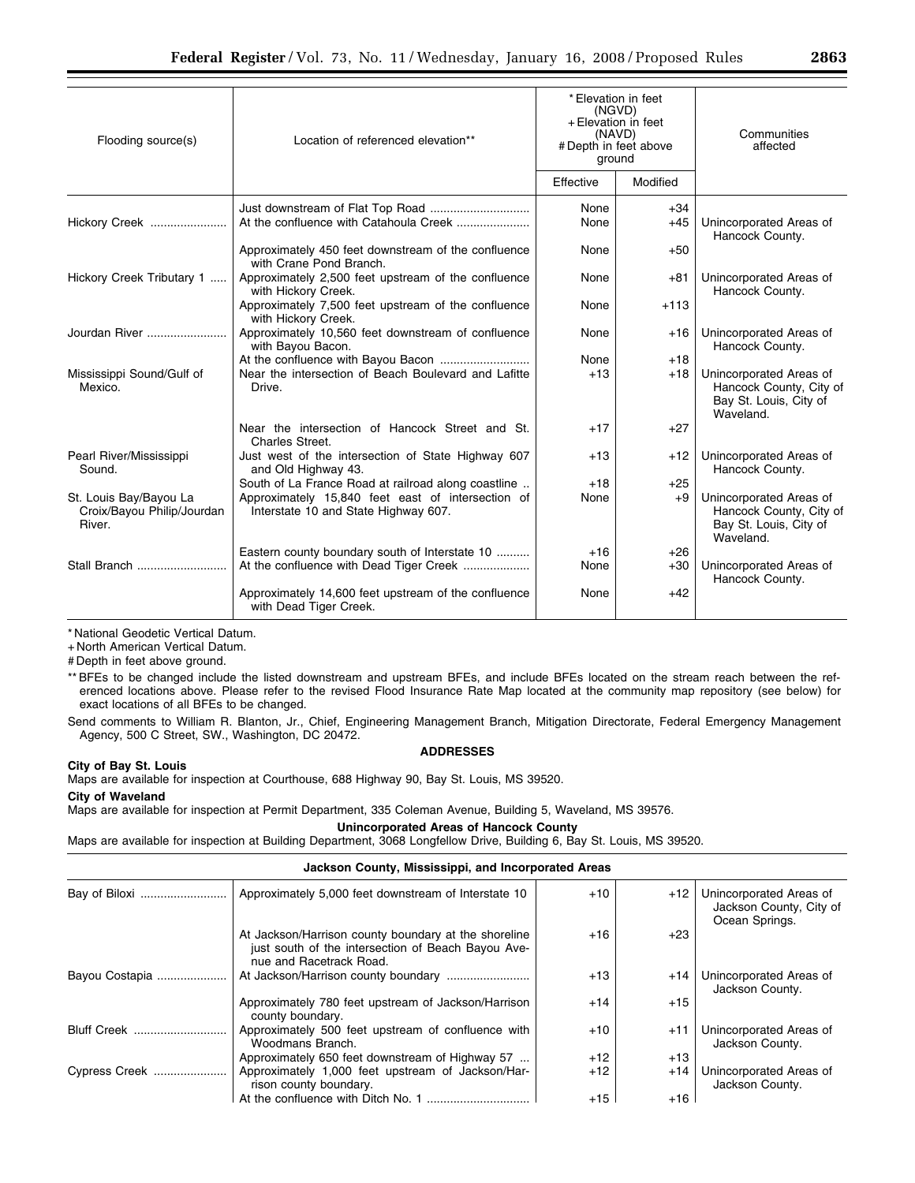| Flooding source(s) | Location of referenced elevation** | * Elevation in feet (NGVD) + Elevation in feet (NAVD) # Depth in feet above ground | | Communities affected |
|---|---|---|---|---|
| | | Effective | Modified | |
| | Just downstream of Flat Top Road | None | +34 | |
| Hickory Creek | At the confluence with Catahoula Creek | None | +45 | Unincorporated Areas of Hancock County. |
| | Approximately 450 feet downstream of the confluence with Crane Pond Branch. | None | +50 | |
| Hickory Creek Tributary 1 | Approximately 2,500 feet upstream of the confluence with Hickory Creek. | None | +81 | Unincorporated Areas of Hancock County. |
| | Approximately 7,500 feet upstream of the confluence with Hickory Creek. | None | +113 | |
| Jourdan River | Approximately 10,560 feet downstream of confluence with Bayou Bacon. | None | +16 | Unincorporated Areas of Hancock County. |
| | At the confluence with Bayou Bacon | None | +18 | |
| Mississippi Sound/Gulf of Mexico. | Near the intersection of Beach Boulevard and Lafitte Drive. | +13 | +18 | Unincorporated Areas of Hancock County, City of Bay St. Louis, City of Waveland. |
| | Near the intersection of Hancock Street and St. Charles Street. | +17 | +27 | |
| Pearl River/Mississippi Sound. | Just west of the intersection of State Highway 607 and Old Highway 43. | +13 | +12 | Unincorporated Areas of Hancock County. |
| | South of La France Road at railroad along coastline | +18 | +25 | |
| St. Louis Bay/Bayou La Croix/Bayou Philip/Jourdan River. | Approximately 15,840 feet east of intersection of Interstate 10 and State Highway 607. | None | +9 | Unincorporated Areas of Hancock County, City of Bay St. Louis, City of Waveland. |
| | Eastern county boundary south of Interstate 10 | +16 | +26 | |
| Stall Branch | At the confluence with Dead Tiger Creek | None | +30 | Unincorporated Areas of Hancock County. |
| | Approximately 14,600 feet upstream of the confluence with Dead Tiger Creek. | None | +42 | |

* National Geodetic Vertical Datum.

+ North American Vertical Datum.

# Depth in feet above ground.

** BFEs to be changed include the listed downstream and upstream BFEs, and include BFEs located on the stream reach between the referenced locations above. Please refer to the revised Flood Insurance Rate Map located at the community map repository (see below) for exact locations of all BFEs to be changed.

Send comments to William R. Blanton, Jr., Chief, Engineering Management Branch, Mitigation Directorate, Federal Emergency Management Agency, 500 C Street, SW., Washington, DC 20472.

**ADDRESSES**

**City of Bay St. Louis**

Maps are available for inspection at Courthouse, 688 Highway 90, Bay St. Louis, MS 39520.

**City of Waveland**

Maps are available for inspection at Permit Department, 335 Coleman Avenue, Building 5, Waveland, MS 39576.

**Unincorporated Areas of Hancock County**

Maps are available for inspection at Building Department, 3068 Longfellow Drive, Building 6, Bay St. Louis, MS 39520.

**Jackson County, Mississippi, and Incorporated Areas**

| Flooding source(s) | Location of referenced elevation** | Effective | Modified | Communities affected |
|---|---|---|---|---|
| Bay of Biloxi | Approximately 5,000 feet downstream of Interstate 10 | +10 | +12 | Unincorporated Areas of Jackson County, City of Ocean Springs. |
| | At Jackson/Harrison county boundary at the shoreline just south of the intersection of Beach Bayou Avenue and Racetrack Road. | +16 | +23 | |
| Bayou Costapia | At Jackson/Harrison county boundary | +13 | +14 | Unincorporated Areas of Jackson County. |
| | Approximately 780 feet upstream of Jackson/Harrison county boundary. | +14 | +15 | |
| Bluff Creek | Approximately 500 feet upstream of confluence with Woodmans Branch. | +10 | +11 | Unincorporated Areas of Jackson County. |
| | Approximately 650 feet downstream of Highway 57 | +12 | +13 | |
| Cypress Creek | Approximately 1,000 feet upstream of Jackson/Harrison county boundary. | +12 | +14 | Unincorporated Areas of Jackson County. |
| | At the confluence with Ditch No. 1 | +15 | +16 | |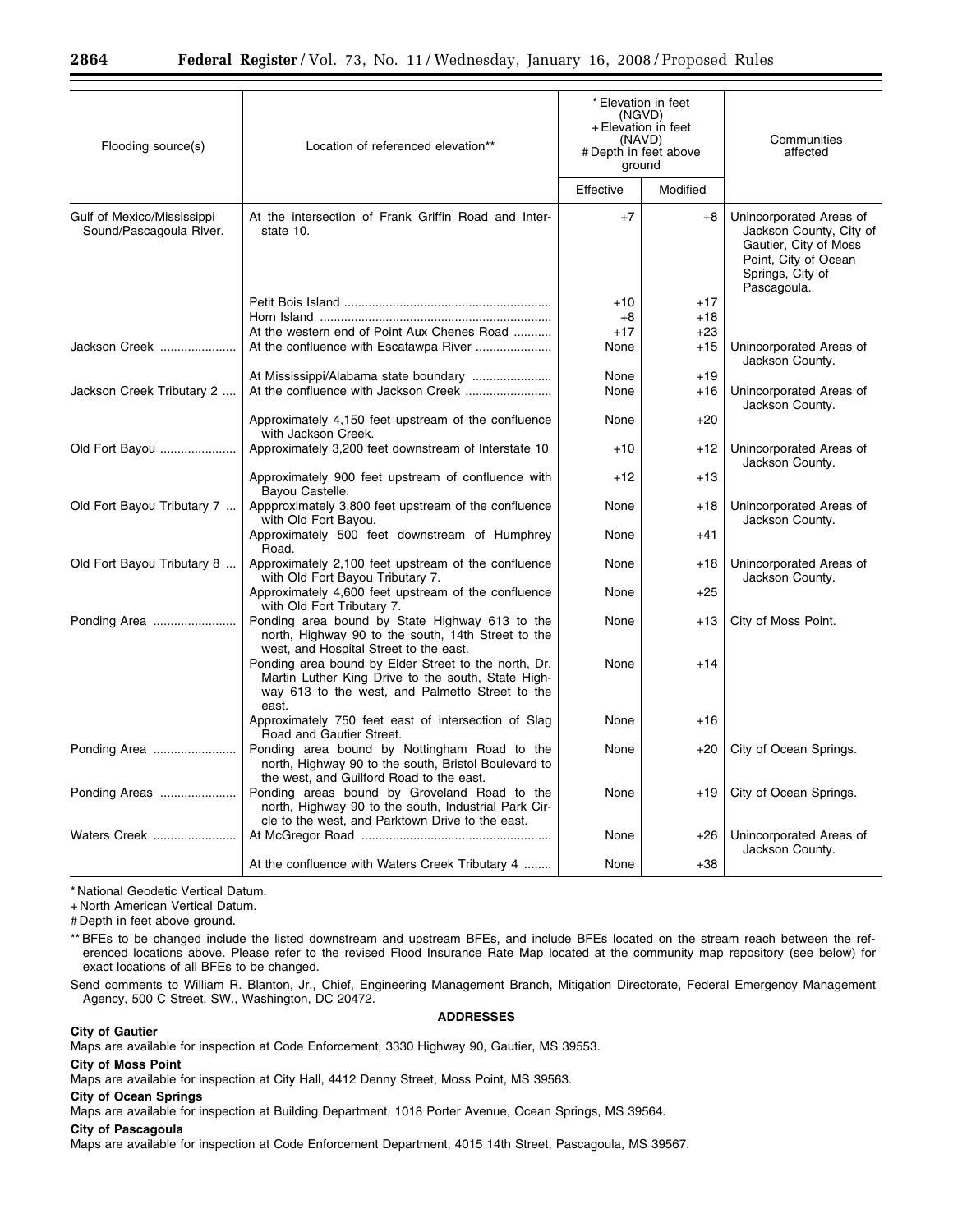| Flooding source(s) | Location of referenced elevation** | * Elevation in feet (NGVD) + Elevation in feet (NAVD) # Depth in feet above ground | | Communities affected |
|---|---|---|---|---|
| | | Effective | Modified | |
| Gulf of Mexico/Mississippi Sound/Pascagoula River. | At the intersection of Frank Griffin Road and Interstate 10. | +7 | +8 | Unincorporated Areas of Jackson County, City of Gautier, City of Moss Point, City of Ocean Springs, City of Pascagoula. |
| | Petit Bois Island | +10 | +17 | |
| | Horn Island | +8 | +18 | |
| | At the western end of Point Aux Chenes Road | +17 | +23 | |
| Jackson Creek | At the confluence with Escatawpa River | None | +15 | Unincorporated Areas of Jackson County. |
| | At Mississippi/Alabama state boundary | None | +19 | |
| Jackson Creek Tributary 2 | At the confluence with Jackson Creek | None | +16 | Unincorporated Areas of Jackson County. |
| | Approximately 4,150 feet upstream of the confluence with Jackson Creek. | None | +20 | |
| Old Fort Bayou | Approximately 3,200 feet downstream of Interstate 10 | +10 | +12 | Unincorporated Areas of Jackson County. |
| | Approximately 900 feet upstream of confluence with Bayou Castelle. | +12 | +13 | |
| Old Fort Bayou Tributary 7 | Appproximately 3,800 feet upstream of the confluence with Old Fort Bayou. | None | +18 | Unincorporated Areas of Jackson County. |
| | Approximately 500 feet downstream of Humphrey Road. | None | +41 | |
| Old Fort Bayou Tributary 8 | Approximately 2,100 feet upstream of the confluence with Old Fort Bayou Tributary 7. | None | +18 | Unincorporated Areas of Jackson County. |
| | Approximately 4,600 feet upstream of the confluence with Old Fort Tributary 7. | None | +25 | |
| Ponding Area | Ponding area bound by State Highway 613 to the north, Highway 90 to the south, 14th Street to the west, and Hospital Street to the east. | None | +13 | City of Moss Point. |
| | Ponding area bound by Elder Street to the north, Dr. Martin Luther King Drive to the south, State Highway 613 to the west, and Palmetto Street to the east. | None | +14 | |
| | Approximately 750 feet east of intersection of Slag Road and Gautier Street. | None | +16 | |
| Ponding Area | Ponding area bound by Nottingham Road to the north, Highway 90 to the south, Bristol Boulevard to the west, and Guilford Road to the east. | None | +20 | City of Ocean Springs. |
| Ponding Areas | Ponding areas bound by Groveland Road to the north, Highway 90 to the south, Industrial Park Circle to the west, and Parktown Drive to the east. | None | +19 | City of Ocean Springs. |
| Waters Creek | At McGregor Road | None | +26 | Unincorporated Areas of Jackson County. |
| | At the confluence with Waters Creek Tributary 4 | None | +38 | |

* National Geodetic Vertical Datum.

+ North American Vertical Datum.

# Depth in feet above ground.

** BFEs to be changed include the listed downstream and upstream BFEs, and include BFEs located on the stream reach between the referenced locations above. Please refer to the revised Flood Insurance Rate Map located at the community map repository (see below) for exact locations of all BFEs to be changed.

Send comments to William R. Blanton, Jr., Chief, Engineering Management Branch, Mitigation Directorate, Federal Emergency Management Agency, 500 C Street, SW., Washington, DC 20472.

**ADDRESSES**

**City of Gautier**

Maps are available for inspection at Code Enforcement, 3330 Highway 90, Gautier, MS 39553.

**City of Moss Point**

Maps are available for inspection at City Hall, 4412 Denny Street, Moss Point, MS 39563.

**City of Ocean Springs**

Maps are available for inspection at Building Department, 1018 Porter Avenue, Ocean Springs, MS 39564.

**City of Pascagoula**

Maps are available for inspection at Code Enforcement Department, 4015 14th Street, Pascagoula, MS 39567.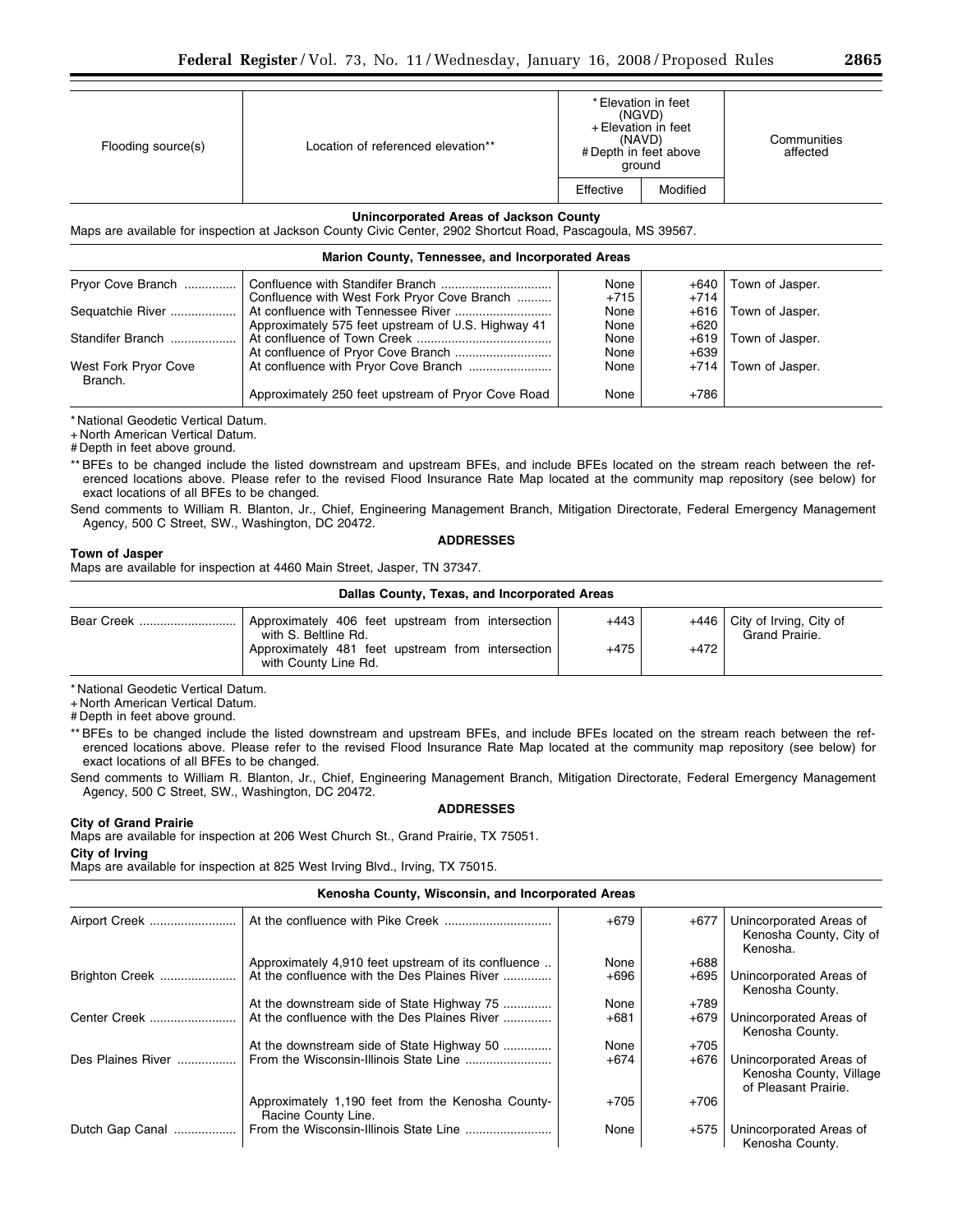| Flooding source(s) | Location of referenced elevation** | *Elevation in feet (NGVD) +Elevation in feet (NAVD) #Depth in feet above ground | | Communities affected |
|---|---|---|---|---|
| | | Effective | Modified | |

**Unincorporated Areas of Jackson County**

Maps are available for inspection at Jackson County Civic Center, 2902 Shortcut Road, Pascagoula, MS 39567.

**Marion County, Tennessee, and Incorporated Areas**

| Flooding source(s) | Location of referenced elevation** | Effective | Modified | Communities affected |
|---|---|---|---|---|
| Pryor Cove Branch | Confluence with Standifer Branch | None | +640 | Town of Jasper. |
| | Confluence with West Fork Pryor Cove Branch | +715 | +714 | |
| Sequatchie River | At confluence with Tennessee River | None | +616 | Town of Jasper. |
| | Approximately 575 feet upstream of U.S. Highway 41 | None | +620 | |
| Standifer Branch | At confluence of Town Creek | None | +619 | Town of Jasper. |
| | At confluence of Pryor Cove Branch | None | +639 | |
| West Fork Pryor Cove Branch. | At confluence with Pryor Cove Branch | None | +714 | Town of Jasper. |
| | Approximately 250 feet upstream of Pryor Cove Road | None | +786 | |

*National Geodetic Vertical Datum.
+North American Vertical Datum.
#Depth in feet above ground.
**BFEs to be changed include the listed downstream and upstream BFEs, and include BFEs located on the stream reach between the referenced locations above. Please refer to the revised Flood Insurance Rate Map located at the community map repository (see below) for exact locations of all BFEs to be changed.

Send comments to William R. Blanton, Jr., Chief, Engineering Management Branch, Mitigation Directorate, Federal Emergency Management Agency, 500 C Street, SW., Washington, DC 20472.

**ADDRESSES**

**Town of Jasper**

Maps are available for inspection at 4460 Main Street, Jasper, TN 37347.

**Dallas County, Texas, and Incorporated Areas**

| Flooding source(s) | Location of referenced elevation** | Effective | Modified | Communities affected |
|---|---|---|---|---|
| Bear Creek | Approximately 406 feet upstream from intersection with S. Beltline Rd. | +443 | +446 | City of Irving, City of Grand Prairie. |
| | Approximately 481 feet upstream from intersection with County Line Rd. | +475 | +472 | |

*National Geodetic Vertical Datum.
+North American Vertical Datum.
#Depth in feet above ground.
**BFEs to be changed include the listed downstream and upstream BFEs, and include BFEs located on the stream reach between the referenced locations above. Please refer to the revised Flood Insurance Rate Map located at the community map repository (see below) for exact locations of all BFEs to be changed.

Send comments to William R. Blanton, Jr., Chief, Engineering Management Branch, Mitigation Directorate, Federal Emergency Management Agency, 500 C Street, SW., Washington, DC 20472.

**ADDRESSES**

**City of Grand Prairie**

Maps are available for inspection at 206 West Church St., Grand Prairie, TX 75051.

**City of Irving**

Maps are available for inspection at 825 West Irving Blvd., Irving, TX 75015.

**Kenosha County, Wisconsin, and Incorporated Areas**

| Flooding source(s) | Location of referenced elevation** | Effective | Modified | Communities affected |
|---|---|---|---|---|
| Airport Creek | At the confluence with Pike Creek | +679 | +677 | Unincorporated Areas of Kenosha County, City of Kenosha. |
| | Approximately 4,910 feet upstream of its confluence | None | +688 | |
| Brighton Creek | At the confluence with the Des Plaines River | +696 | +695 | Unincorporated Areas of Kenosha County. |
| | At the downstream side of State Highway 75 | None | +789 | |
| Center Creek | At the confluence with the Des Plaines River | +681 | +679 | Unincorporated Areas of Kenosha County. |
| | At the downstream side of State Highway 50 | None | +705 | |
| Des Plaines River | From the Wisconsin-Illinois State Line | +674 | +676 | Unincorporated Areas of Kenosha County, Village of Pleasant Prairie. |
| | Approximately 1,190 feet from the Kenosha County-Racine County Line. | +705 | +706 | |
| Dutch Gap Canal | From the Wisconsin-Illinois State Line | None | +575 | Unincorporated Areas of Kenosha County. |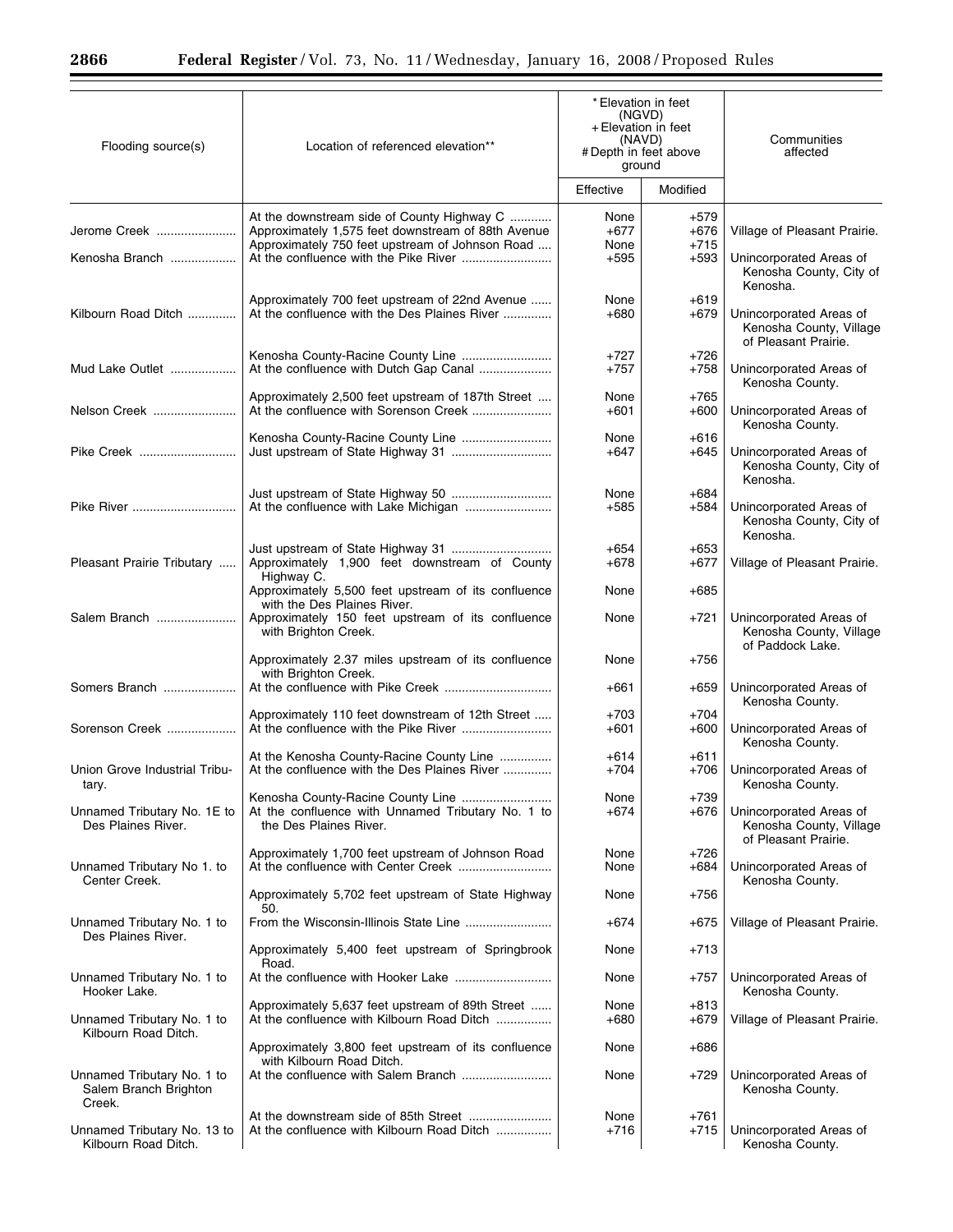| Flooding source(s) | Location of referenced elevation** | * Elevation in feet (NGVD) + Elevation in feet (NAVD) # Depth in feet above ground | | Communities affected |
|---|---|---|---|---|
| | | Effective | Modified | |
| | At the downstream side of County Highway C | None | +579 | |
| Jerome Creek | Approximately 1,575 feet downstream of 88th Avenue | +677 | +676 | Village of Pleasant Prairie. |
| | Approximately 750 feet upstream of Johnson Road | None | +715 | |
| Kenosha Branch | At the confluence with the Pike River | +595 | +593 | Unincorporated Areas of Kenosha County, City of Kenosha. |
| | Approximately 700 feet upstream of 22nd Avenue | None | +619 | |
| Kilbourn Road Ditch | At the confluence with the Des Plaines River | +680 | +679 | Unincorporated Areas of Kenosha County, Village of Pleasant Prairie. |
| | Kenosha County-Racine County Line | +727 | +726 | |
| Mud Lake Outlet | At the confluence with Dutch Gap Canal | +757 | +758 | Unincorporated Areas of Kenosha County. |
| | Approximately 2,500 feet upstream of 187th Street | None | +765 | |
| Nelson Creek | At the confluence with Sorenson Creek | +601 | +600 | Unincorporated Areas of Kenosha County. |
| | Kenosha County-Racine County Line | None | +616 | |
| Pike Creek | Just upstream of State Highway 31 | +647 | +645 | Unincorporated Areas of Kenosha County, City of Kenosha. |
| | Just upstream of State Highway 50 | None | +684 | |
| Pike River | At the confluence with Lake Michigan | +585 | +584 | Unincorporated Areas of Kenosha County, City of Kenosha. |
| | Just upstream of State Highway 31 | +654 | +653 | |
| Pleasant Prairie Tributary | Approximately 1,900 feet downstream of County Highway C. | +678 | +677 | Village of Pleasant Prairie. |
| | Approximately 5,500 feet upstream of its confluence with the Des Plaines River. | None | +685 | |
| Salem Branch | Approximately 150 feet upstream of its confluence with Brighton Creek. | None | +721 | Unincorporated Areas of Kenosha County, Village of Paddock Lake. |
| | Approximately 2.37 miles upstream of its confluence with Brighton Creek. | None | +756 | |
| Somers Branch | At the confluence with Pike Creek | +661 | +659 | Unincorporated Areas of Kenosha County. |
| | Approximately 110 feet downstream of 12th Street | +703 | +704 | |
| Sorenson Creek | At the confluence with the Pike River | +601 | +600 | Unincorporated Areas of Kenosha County. |
| | At the Kenosha County-Racine County Line | +614 | +611 | |
| Union Grove Industrial Tributary. | At the confluence with the Des Plaines River | +704 | +706 | Unincorporated Areas of Kenosha County. |
| | Kenosha County-Racine County Line | None | +739 | |
| Unnamed Tributary No. 1E to Des Plaines River. | At the confluence with Unnamed Tributary No. 1 to the Des Plaines River. | +674 | +676 | Unincorporated Areas of Kenosha County, Village of Pleasant Prairie. |
| | Approximately 1,700 feet upstream of Johnson Road | None | +726 | |
| Unnamed Tributary No 1. to Center Creek. | At the confluence with Center Creek | None | +684 | Unincorporated Areas of Kenosha County. |
| | Approximately 5,702 feet upstream of State Highway 50. | None | +756 | |
| Unnamed Tributary No. 1 to Des Plaines River. | From the Wisconsin-Illinois State Line | +674 | +675 | Village of Pleasant Prairie. |
| | Approximately 5,400 feet upstream of Springbrook Road. | None | +713 | |
| Unnamed Tributary No. 1 to Hooker Lake. | At the confluence with Hooker Lake | None | +757 | Unincorporated Areas of Kenosha County. |
| | Approximately 5,637 feet upstream of 89th Street | None | +813 | |
| Unnamed Tributary No. 1 to Kilbourn Road Ditch. | At the confluence with Kilbourn Road Ditch | +680 | +679 | Village of Pleasant Prairie. |
| | Approximately 3,800 feet upstream of its confluence with Kilbourn Road Ditch. | None | +686 | |
| Unnamed Tributary No. 1 to Salem Branch Brighton Creek. | At the confluence with Salem Branch | None | +729 | Unincorporated Areas of Kenosha County. |
| | At the downstream side of 85th Street | None | +761 | |
| Unnamed Tributary No. 13 to Kilbourn Road Ditch. | At the confluence with Kilbourn Road Ditch | +716 | +715 | Unincorporated Areas of Kenosha County. |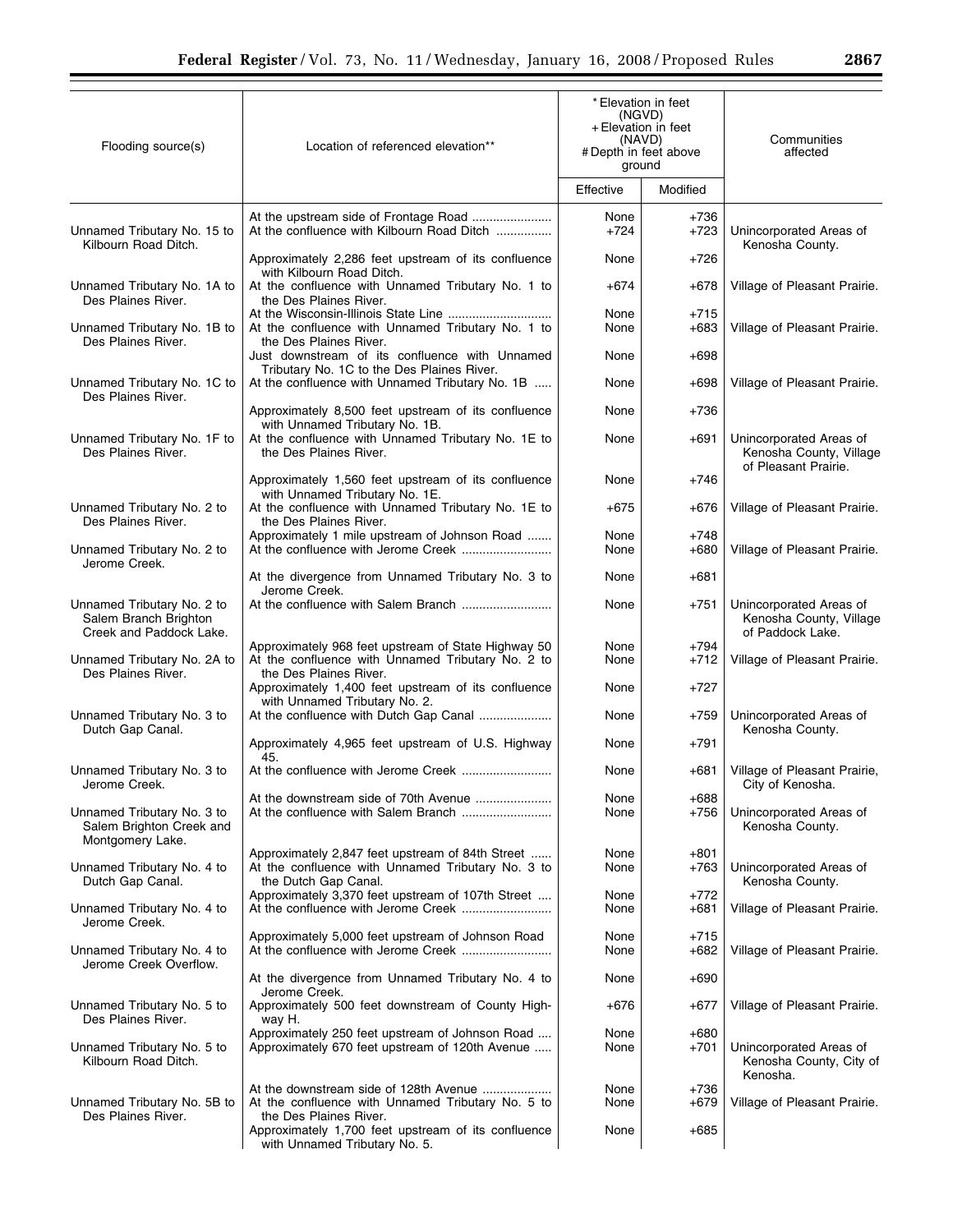| Flooding source(s) | Location of referenced elevation** | * Elevation in feet (NGVD) + Elevation in feet (NAVD) # Depth in feet above ground | | Communities affected |
|---|---|---|---|---|
| | | Effective | Modified | |
| | At the upstream side of Frontage Road | None | +736 | |
| Unnamed Tributary No. 15 to Kilbourn Road Ditch. | At the confluence with Kilbourn Road Ditch | +724 | +723 | Unincorporated Areas of Kenosha County. |
| | Approximately 2,286 feet upstream of its confluence with Kilbourn Road Ditch. | None | +726 | |
| Unnamed Tributary No. 1A to Des Plaines River. | At the confluence with Unnamed Tributary No. 1 to the Des Plaines River. | +674 | +678 | Village of Pleasant Prairie. |
| | At the Wisconsin-Illinois State Line | None | +715 | |
| Unnamed Tributary No. 1B to Des Plaines River. | At the confluence with Unnamed Tributary No. 1 to the Des Plaines River. | None | +683 | Village of Pleasant Prairie. |
| | Just downstream of its confluence with Unnamed Tributary No. 1C to the Des Plaines River. | None | +698 | |
| Unnamed Tributary No. 1C to Des Plaines River. | At the confluence with Unnamed Tributary No. 1B | None | +698 | Village of Pleasant Prairie. |
| | Approximately 8,500 feet upstream of its confluence with Unnamed Tributary No. 1B. | None | +736 | |
| Unnamed Tributary No. 1F to Des Plaines River. | At the confluence with Unnamed Tributary No. 1E to the Des Plaines River. | None | +691 | Unincorporated Areas of Kenosha County, Village of Pleasant Prairie. |
| | Approximately 1,560 feet upstream of its confluence with Unnamed Tributary No. 1E. | None | +746 | |
| Unnamed Tributary No. 2 to Des Plaines River. | At the confluence with Unnamed Tributary No. 1E to the Des Plaines River. | +675 | +676 | Village of Pleasant Prairie. |
| | Approximately 1 mile upstream of Johnson Road | None | +748 | |
| Unnamed Tributary No. 2 to Jerome Creek. | At the confluence with Jerome Creek | None | +680 | Village of Pleasant Prairie. |
| | At the divergence from Unnamed Tributary No. 3 to Jerome Creek. | None | +681 | |
| Unnamed Tributary No. 2 to Salem Branch Brighton Creek and Paddock Lake. | At the confluence with Salem Branch | None | +751 | Unincorporated Areas of Kenosha County, Village of Paddock Lake. |
| | Approximately 968 feet upstream of State Highway 50 | None | +794 | |
| Unnamed Tributary No. 2A to Des Plaines River. | At the confluence with Unnamed Tributary No. 2 to the Des Plaines River. | None | +712 | Village of Pleasant Prairie. |
| | Approximately 1,400 feet upstream of its confluence with Unnamed Tributary No. 2. | None | +727 | |
| Unnamed Tributary No. 3 to Dutch Gap Canal. | At the confluence with Dutch Gap Canal | None | +759 | Unincorporated Areas of Kenosha County. |
| | Approximately 4,965 feet upstream of U.S. Highway 45. | None | +791 | |
| Unnamed Tributary No. 3 to Jerome Creek. | At the confluence with Jerome Creek | None | +681 | Village of Pleasant Prairie, City of Kenosha. |
| | At the downstream side of 70th Avenue | None | +688 | |
| Unnamed Tributary No. 3 to Salem Brighton Creek and Montgomery Lake. | At the confluence with Salem Branch | None | +756 | Unincorporated Areas of Kenosha County. |
| | Approximately 2,847 feet upstream of 84th Street | None | +801 | |
| Unnamed Tributary No. 4 to Dutch Gap Canal. | At the confluence with Unnamed Tributary No. 3 to the Dutch Gap Canal. | None | +763 | Unincorporated Areas of Kenosha County. |
| | Approximately 3,370 feet upstream of 107th Street | None | +772 | |
| Unnamed Tributary No. 4 to Jerome Creek. | At the confluence with Jerome Creek | None | +681 | Village of Pleasant Prairie. |
| | Approximately 5,000 feet upstream of Johnson Road | None | +715 | |
| Unnamed Tributary No. 4 to Jerome Creek Overflow. | At the confluence with Jerome Creek | None | +682 | Village of Pleasant Prairie. |
| | At the divergence from Unnamed Tributary No. 4 to Jerome Creek. | None | +690 | |
| Unnamed Tributary No. 5 to Des Plaines River. | Approximately 500 feet downstream of County Highway H. | +676 | +677 | Village of Pleasant Prairie. |
| | Approximately 250 feet upstream of Johnson Road | None | +680 | |
| Unnamed Tributary No. 5 to Kilbourn Road Ditch. | Approximately 670 feet upstream of 120th Avenue | None | +701 | Unincorporated Areas of Kenosha County, City of Kenosha. |
| | At the downstream side of 128th Avenue | None | +736 | |
| Unnamed Tributary No. 5B to Des Plaines River. | At the confluence with Unnamed Tributary No. 5 to the Des Plaines River. | None | +679 | Village of Pleasant Prairie. |
| | Approximately 1,700 feet upstream of its confluence with Unnamed Tributary No. 5. | None | +685 | |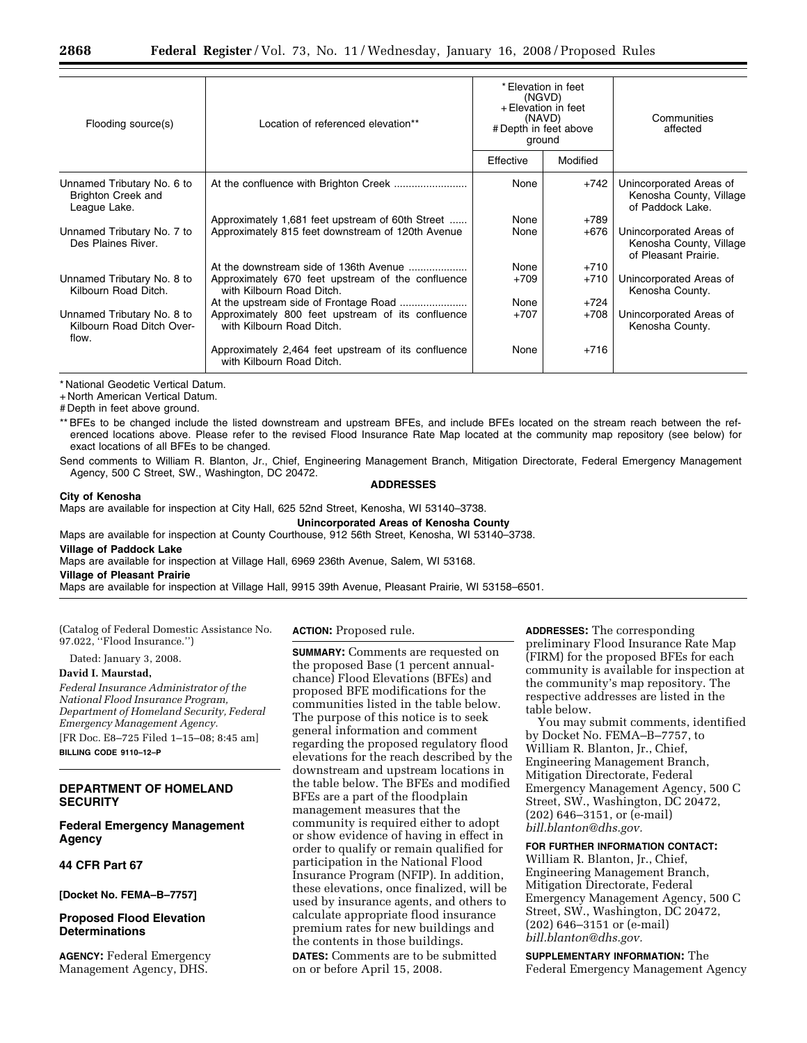| Flooding source(s) | Location of referenced elevation** | * Elevation in feet (NGVD) + Elevation in feet (NAVD) # Depth in feet above ground | | Communities affected |
|---|---|---|---|---|
| | | Effective | Modified | |
| Unnamed Tributary No. 6 to Brighton Creek and League Lake. | At the confluence with Brighton Creek | None | +742 | Unincorporated Areas of Kenosha County, Village of Paddock Lake. |
| | Approximately 1,681 feet upstream of 60th Street | None | +789 | |
| Unnamed Tributary No. 7 to Des Plaines River. | Approximately 815 feet downstream of 120th Avenue | None | +676 | Unincorporated Areas of Kenosha County, Village of Pleasant Prairie. |
| | At the downstream side of 136th Avenue | None | +710 | |
| Unnamed Tributary No. 8 to Kilbourn Road Ditch. | Approximately 670 feet upstream of the confluence with Kilbourn Road Ditch. | +709 | +710 | Unincorporated Areas of Kenosha County. |
| | At the upstream side of Frontage Road | None | +724 | |
| Unnamed Tributary No. 8 to Kilbourn Road Ditch Overflow. | Approximately 800 feet upstream of its confluence with Kilbourn Road Ditch. | +707 | +708 | Unincorporated Areas of Kenosha County. |
| | Approximately 2,464 feet upstream of its confluence with Kilbourn Road Ditch. | None | +716 | |

* National Geodetic Vertical Datum.
+ North American Vertical Datum.
# Depth in feet above ground.

** BFEs to be changed include the listed downstream and upstream BFEs, and include BFEs located on the stream reach between the referenced locations above. Please refer to the revised Flood Insurance Rate Map located at the community map repository (see below) for exact locations of all BFEs to be changed.

Send comments to William R. Blanton, Jr., Chief, Engineering Management Branch, Mitigation Directorate, Federal Emergency Management Agency, 500 C Street, SW., Washington, DC 20472.

**ADDRESSES**

**City of Kenosha**

Maps are available for inspection at City Hall, 625 52nd Street, Kenosha, WI 53140–3738.

**Unincorporated Areas of Kenosha County**

Maps are available for inspection at County Courthouse, 912 56th Street, Kenosha, WI 53140–3738.

**Village of Paddock Lake**

Maps are available for inspection at Village Hall, 6969 236th Avenue, Salem, WI 53168.

**Village of Pleasant Prairie**

Maps are available for inspection at Village Hall, 9915 39th Avenue, Pleasant Prairie, WI 53158–6501.

(Catalog of Federal Domestic Assistance No. 97.022, ''Flood Insurance.'')

Dated: January 3, 2008.

**David I. Maurstad,**

*Federal Insurance Administrator of the National Flood Insurance Program, Department of Homeland Security, Federal Emergency Management Agency.*

[FR Doc. E8–725 Filed 1–15–08; 8:45 am]

**BILLING CODE 9110–12–P**

## DEPARTMENT OF HOMELAND SECURITY

### Federal Emergency Management Agency

### 44 CFR Part 67

**[Docket No. FEMA–B–7757]**

### Proposed Flood Elevation Determinations

**AGENCY:** Federal Emergency Management Agency, DHS.

**ACTION:** Proposed rule.

**SUMMARY:** Comments are requested on the proposed Base (1 percent annual-chance) Flood Elevations (BFEs) and proposed BFE modifications for the communities listed in the table below. The purpose of this notice is to seek general information and comment regarding the proposed regulatory flood elevations for the reach described by the downstream and upstream locations in the table below. The BFEs and modified BFEs are a part of the floodplain management measures that the community is required either to adopt or show evidence of having in effect in order to qualify or remain qualified for participation in the National Flood Insurance Program (NFIP). In addition, these elevations, once finalized, will be used by insurance agents, and others to calculate appropriate flood insurance premium rates for new buildings and the contents in those buildings.

**DATES:** Comments are to be submitted on or before April 15, 2008.

**ADDRESSES:** The corresponding preliminary Flood Insurance Rate Map (FIRM) for the proposed BFEs for each community is available for inspection at the community's map repository. The respective addresses are listed in the table below.

You may submit comments, identified by Docket No. FEMA–B–7757, to William R. Blanton, Jr., Chief, Engineering Management Branch, Mitigation Directorate, Federal Emergency Management Agency, 500 C Street, SW., Washington, DC 20472, (202) 646–3151, or (e-mail) *bill.blanton@dhs.gov.*

**FOR FURTHER INFORMATION CONTACT:** William R. Blanton, Jr., Chief, Engineering Management Branch, Mitigation Directorate, Federal Emergency Management Agency, 500 C Street, SW., Washington, DC 20472, (202) 646–3151 or (e-mail) *bill.blanton@dhs.gov.*

**SUPPLEMENTARY INFORMATION:** The Federal Emergency Management Agency